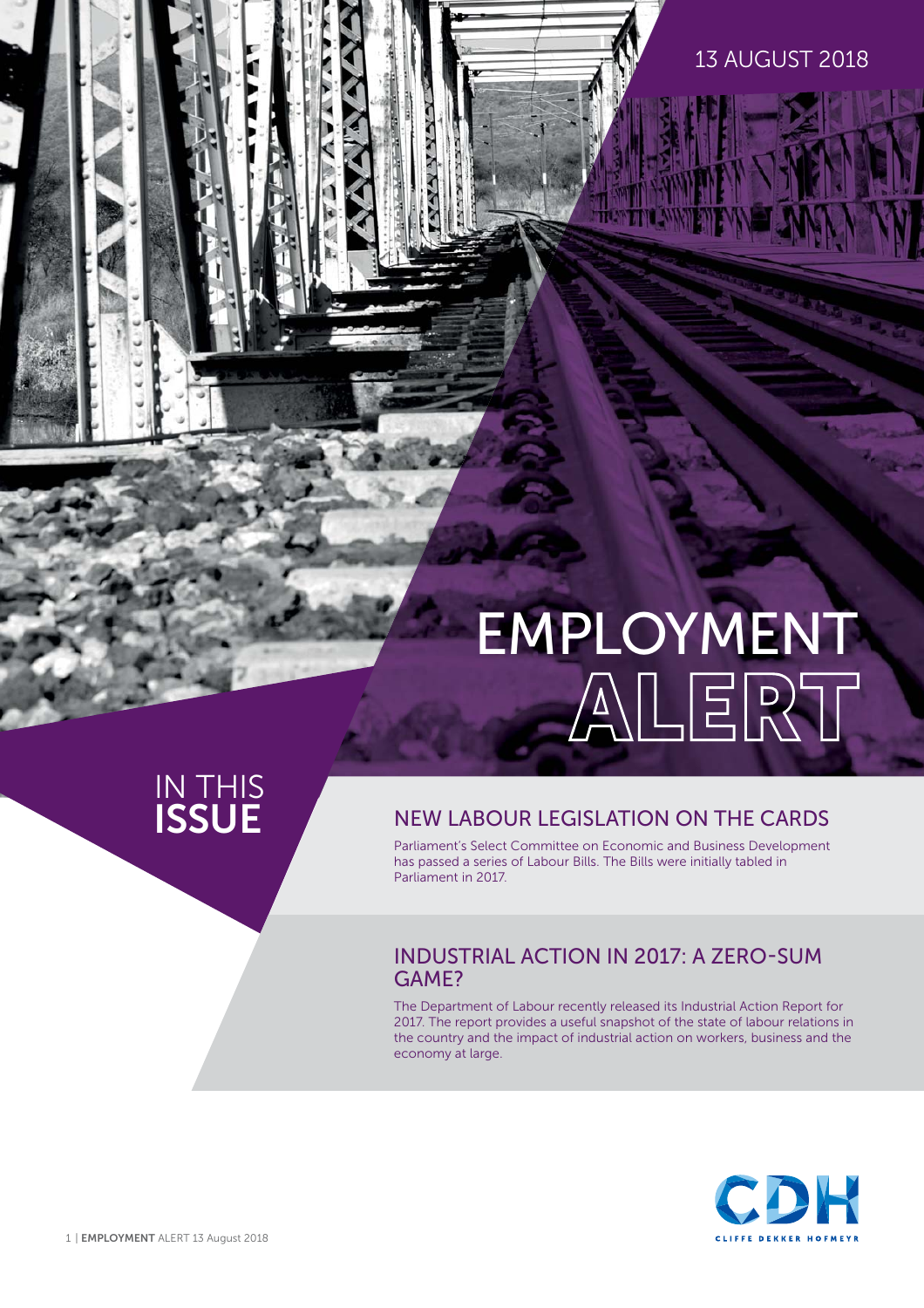13 AUGUST 2018

# EMPLOYMENT ALERT

## IN THIS ISSUE

### NEW LABOUR LEGISLATION ON THE CARDS

Parliament's Select Committee on Economic and Business Development has passed a series of Labour Bills. The Bills were initially tabled in Parliament in 2017.

### INDUSTRIAL ACTION IN 2017: A ZERO-SUM GAME?

The Department of Labour recently released its Industrial Action Report for 2017. The report provides a useful snapshot of the state of labour relations in the country and the impact of industrial action on workers, business and the economy at large.

CDH
CLIFFE DEKKER HOFMEYR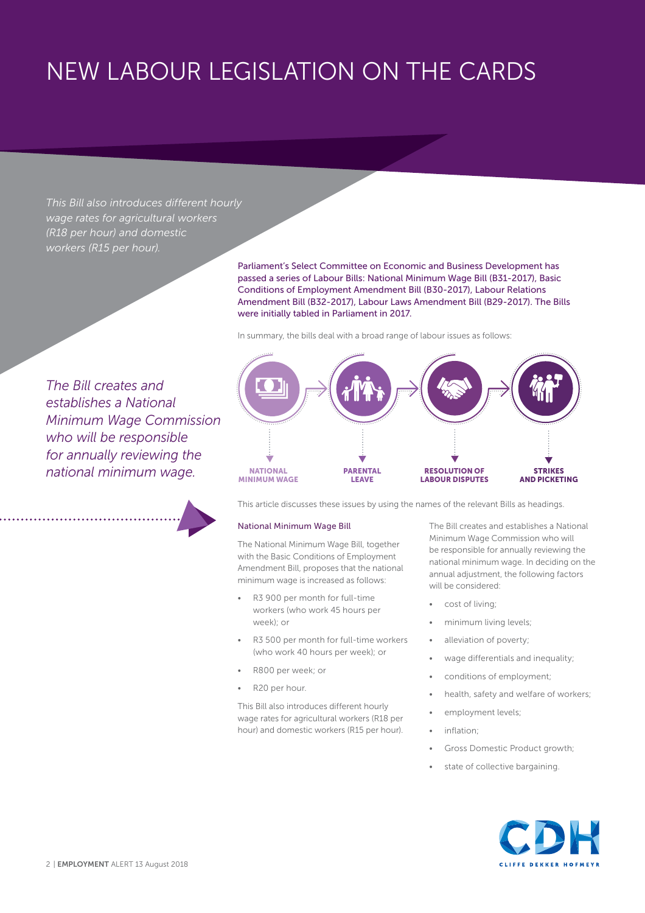# NEW LABOUR LEGISLATION ON THE CARDS

*This Bill also introduces different hourly wage rates for agricultural workers (R18 per hour) and domestic workers (R15 per hour).*

Parliament's Select Committee on Economic and Business Development has passed a series of Labour Bills: National Minimum Wage Bill (B31-2017), Basic Conditions of Employment Amendment Bill (B30-2017), Labour Relations Amendment Bill (B32-2017), Labour Laws Amendment Bill (B29-2017). The Bills were initially tabled in Parliament in 2017.

In summary, the bills deal with a broad range of labour issues as follows:

**NATIONAL MINIMUM WAGE** → **PARENTAL LEAVE** → **RESOLUTION OF LABOUR DISPUTES** → **STRIKES AND PICKETING**

*The Bill creates and establishes a National Minimum Wage Commission who will be responsible for annually reviewing the national minimum wage.*

This article discusses these issues by using the names of the relevant Bills as headings.

## National Minimum Wage Bill

The National Minimum Wage Bill, together with the Basic Conditions of Employment Amendment Bill, proposes that the national minimum wage is increased as follows:

- R3 900 per month for full-time workers (who work 45 hours per week); or
- R3 500 per month for full-time workers (who work 40 hours per week); or
- R800 per week; or
- R20 per hour.

This Bill also introduces different hourly wage rates for agricultural workers (R18 per hour) and domestic workers (R15 per hour).

The Bill creates and establishes a National Minimum Wage Commission who will be responsible for annually reviewing the national minimum wage. In deciding on the annual adjustment, the following factors will be considered:

- cost of living;
- minimum living levels;
- alleviation of poverty;
- wage differentials and inequality;
- conditions of employment;
- health, safety and welfare of workers;
- employment levels;
- inflation;
- Gross Domestic Product growth;
- state of collective bargaining.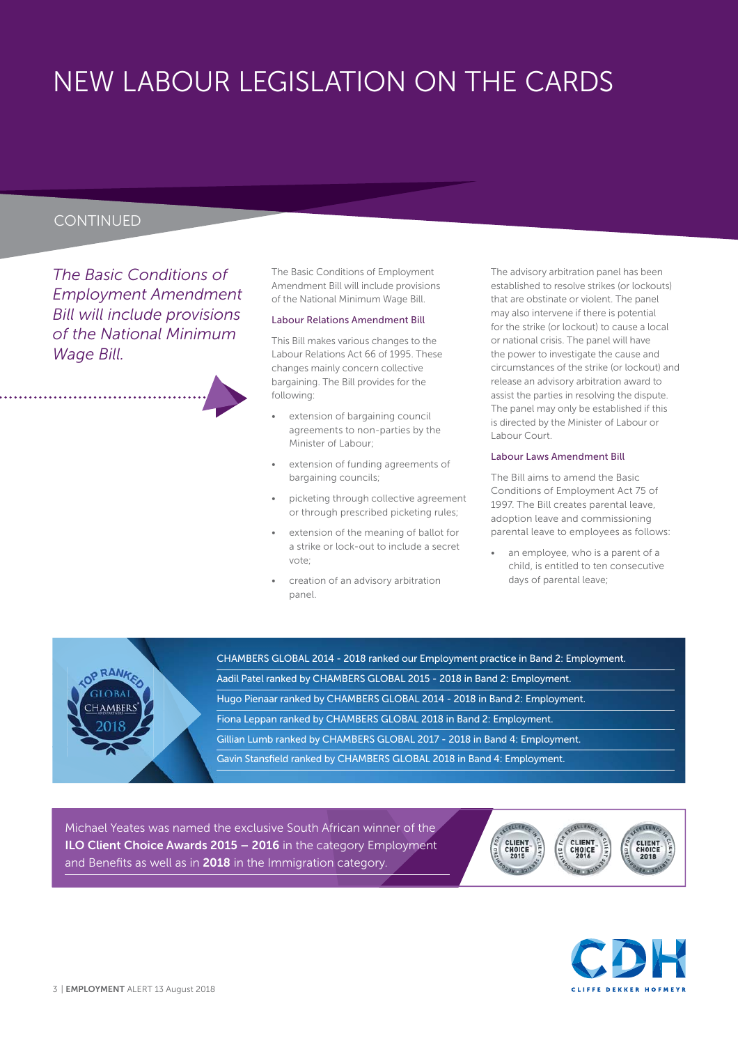# NEW LABOUR LEGISLATION ON THE CARDS

CONTINUED

*The Basic Conditions of Employment Amendment Bill will include provisions of the National Minimum Wage Bill.*

The Basic Conditions of Employment Amendment Bill will include provisions of the National Minimum Wage Bill.

### Labour Relations Amendment Bill

This Bill makes various changes to the Labour Relations Act 66 of 1995. These changes mainly concern collective bargaining. The Bill provides for the following:

- extension of bargaining council agreements to non-parties by the Minister of Labour;
- extension of funding agreements of bargaining councils;
- picketing through collective agreement or through prescribed picketing rules;
- extension of the meaning of ballot for a strike or lock-out to include a secret vote;
- creation of an advisory arbitration panel.

The advisory arbitration panel has been established to resolve strikes (or lockouts) that are obstinate or violent. The panel may also intervene if there is potential for the strike (or lockout) to cause a local or national crisis. The panel will have the power to investigate the cause and circumstances of the strike (or lockout) and release an advisory arbitration award to assist the parties in resolving the dispute. The panel may only be established if this is directed by the Minister of Labour or Labour Court.

### Labour Laws Amendment Bill

The Bill aims to amend the Basic Conditions of Employment Act 75 of 1997. The Bill creates parental leave, adoption leave and commissioning parental leave to employees as follows:

- an employee, who is a parent of a child, is entitled to ten consecutive days of parental leave;

CHAMBERS GLOBAL 2014 - 2018 ranked our Employment practice in Band 2: Employment.

Aadil Patel ranked by CHAMBERS GLOBAL 2015 - 2018 in Band 2: Employment.

Hugo Pienaar ranked by CHAMBERS GLOBAL 2014 - 2018 in Band 2: Employment.

Fiona Leppan ranked by CHAMBERS GLOBAL 2018 in Band 2: Employment.

Gillian Lumb ranked by CHAMBERS GLOBAL 2017 - 2018 in Band 4: Employment.

Gavin Stansfield ranked by CHAMBERS GLOBAL 2018 in Band 4: Employment.

Michael Yeates was named the exclusive South African winner of the **ILO Client Choice Awards 2015 – 2016** in the category Employment and Benefits as well as in **2018** in the Immigration category.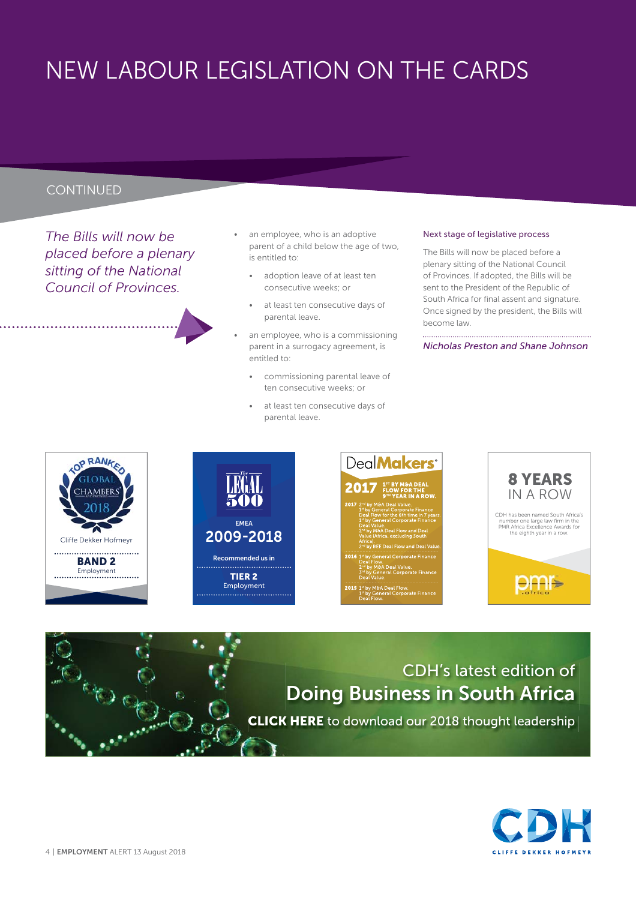# NEW LABOUR LEGISLATION ON THE CARDS

CONTINUED

*The Bills will now be placed before a plenary sitting of the National Council of Provinces.*

- an employee, who is an adoptive parent of a child below the age of two, is entitled to:
  - adoption leave of at least ten consecutive weeks; or
  - at least ten consecutive days of parental leave.
- an employee, who is a commissioning parent in a surrogacy agreement, is entitled to:
  - commissioning parental leave of ten consecutive weeks; or
  - at least ten consecutive days of parental leave.

## Next stage of legislative process

The Bills will now be placed before a plenary sitting of the National Council of Provinces. If adopted, the Bills will be sent to the President of the Republic of South Africa for final assent and signature. Once signed by the president, the Bills will become law.

*Nicholas Preston and Shane Johnson*

TOP RANKED GLOBAL CHAMBERS 2018
Cliffe Dekker Hofmeyr
**BAND 2**
Employment

The LEGAL 500
EMEA
2009-2018
Recommended us in
**TIER 2**
Employment

DealMakers
2017 1st BY M&A DEAL FLOW FOR THE 9TH YEAR IN A ROW.
2017 2nd by M&A Deal Value. 1st by General Corporate Finance Deal Flow for the 6th time in 7 years. 1st by General Corporate Finance Deal Value. 2nd by M&A Deal Flow and Deal Value (Africa, excluding South Africa). 2nd by BEE Deal Flow and Deal Value.
2016 1st by General Corporate Finance Deal Flow. 2nd by M&A Deal Value. 3rd by General Corporate Finance Deal Value.
2015 1st by M&A Deal Flow. 1st by General Corporate Finance Deal Flow.

**8 YEARS** IN A ROW
CDH has been named South Africa's number one large law firm in the PMR Africa Excellence Awards for the eighth year in a row.

CDH's latest edition of
**Doing Business in South Africa**
**CLICK HERE** to download our 2018 thought leadership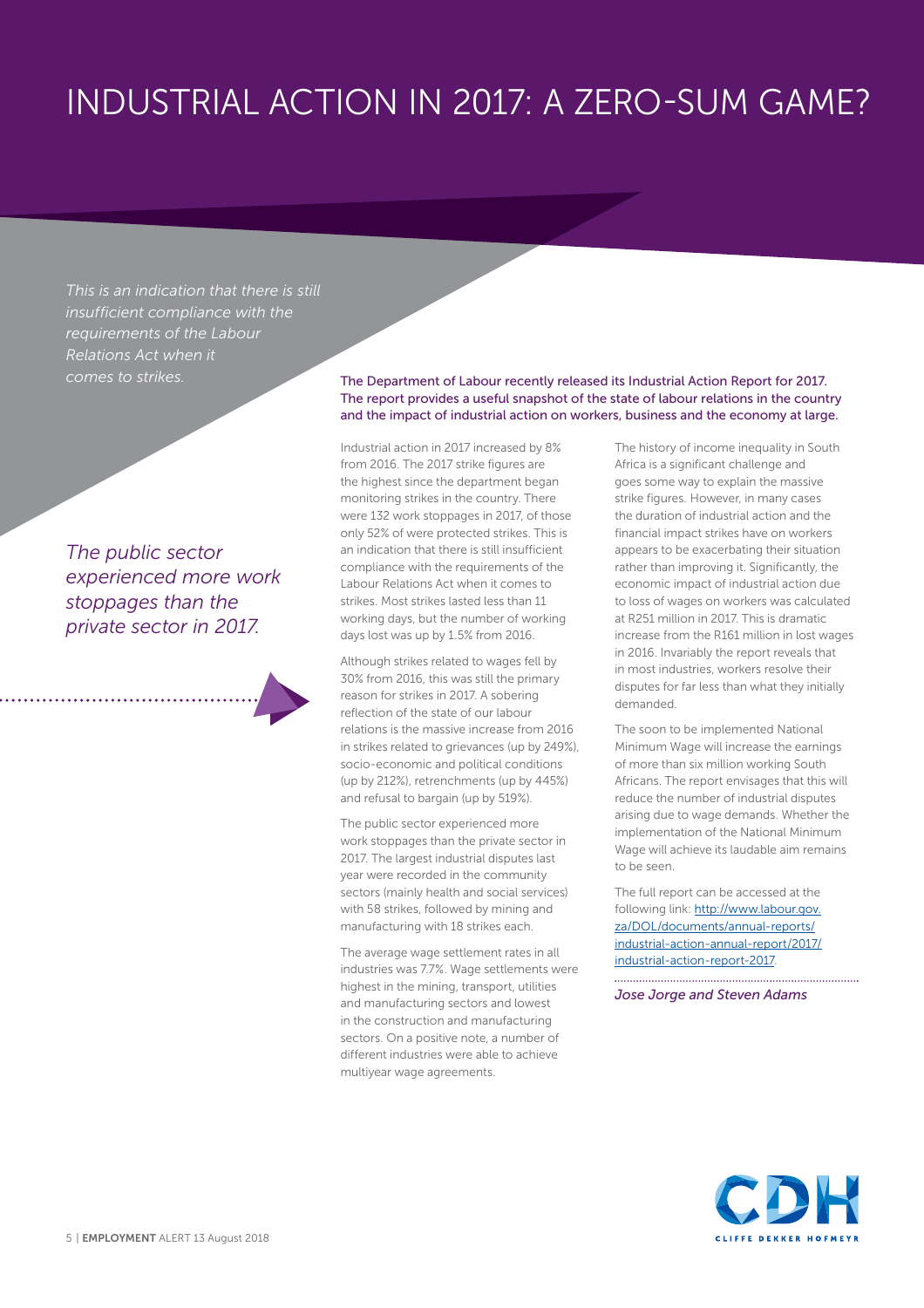# INDUSTRIAL ACTION IN 2017: A ZERO-SUM GAME?

*This is an indication that there is still insufficient compliance with the requirements of the Labour Relations Act when it comes to strikes.*

*The public sector experienced more work stoppages than the private sector in 2017.*

The Department of Labour recently released its Industrial Action Report for 2017. The report provides a useful snapshot of the state of labour relations in the country and the impact of industrial action on workers, business and the economy at large.

Industrial action in 2017 increased by 8% from 2016. The 2017 strike figures are the highest since the department began monitoring strikes in the country. There were 132 work stoppages in 2017, of those only 52% of were protected strikes. This is an indication that there is still insufficient compliance with the requirements of the Labour Relations Act when it comes to strikes. Most strikes lasted less than 11 working days, but the number of working days lost was up by 1.5% from 2016.

Although strikes related to wages fell by 30% from 2016, this was still the primary reason for strikes in 2017. A sobering reflection of the state of our labour relations is the massive increase from 2016 in strikes related to grievances (up by 249%), socio-economic and political conditions (up by 212%), retrenchments (up by 445%) and refusal to bargain (up by 519%).

The public sector experienced more work stoppages than the private sector in 2017. The largest industrial disputes last year were recorded in the community sectors (mainly health and social services) with 58 strikes, followed by mining and manufacturing with 18 strikes each.

The average wage settlement rates in all industries was 7.7%. Wage settlements were highest in the mining, transport, utilities and manufacturing sectors and lowest in the construction and manufacturing sectors. On a positive note, a number of different industries were able to achieve multiyear wage agreements.

The history of income inequality in South Africa is a significant challenge and goes some way to explain the massive strike figures. However, in many cases the duration of industrial action and the financial impact strikes have on workers appears to be exacerbating their situation rather than improving it. Significantly, the economic impact of industrial action due to loss of wages on workers was calculated at R251 million in 2017. This is dramatic increase from the R161 million in lost wages in 2016. Invariably the report reveals that in most industries, workers resolve their disputes for far less than what they initially demanded.

The soon to be implemented National Minimum Wage will increase the earnings of more than six million working South Africans. The report envisages that this will reduce the number of industrial disputes arising due to wage demands. Whether the implementation of the National Minimum Wage will achieve its laudable aim remains to be seen.

The full report can be accessed at the following link: [http://www.labour.gov.za/DOL/documents/annual-reports/industrial-action-annual-report/2017/industrial-action-report-2017](http://www.labour.gov.za/DOL/documents/annual-reports/industrial-action-annual-report/2017/industrial-action-report-2017).

*Jose Jorge and Steven Adams*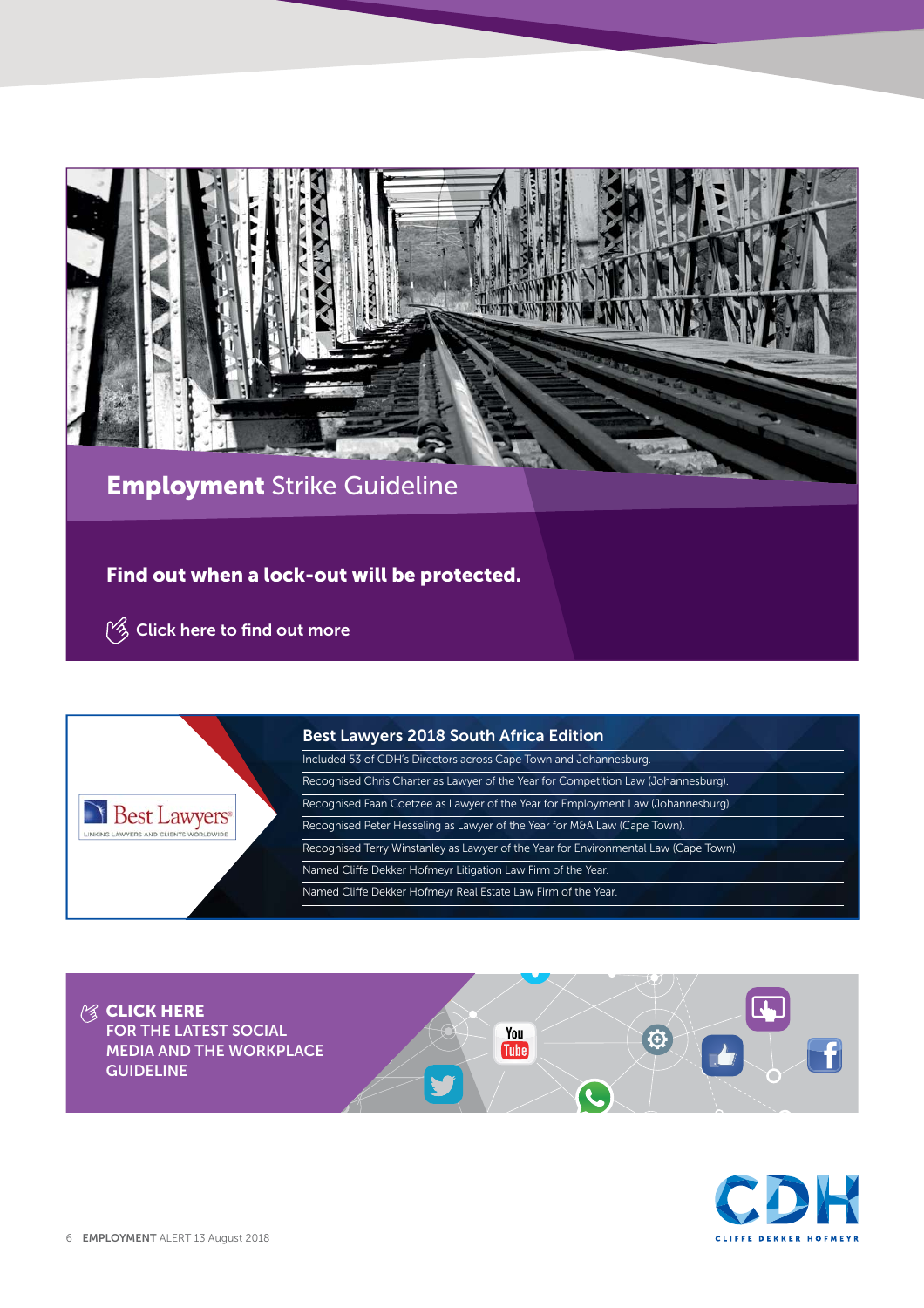## **Employment** Strike Guideline

**Find out when a lock-out will be protected.**

Click here to find out more

Best Lawyers
LINKING LAWYERS AND CLIENTS WORLDWIDE

### Best Lawyers 2018 South Africa Edition

- Included 53 of CDH's Directors across Cape Town and Johannesburg.
- Recognised Chris Charter as Lawyer of the Year for Competition Law (Johannesburg).
- Recognised Faan Coetzee as Lawyer of the Year for Employment Law (Johannesburg).
- Recognised Peter Hesseling as Lawyer of the Year for M&A Law (Cape Town).
- Recognised Terry Winstanley as Lawyer of the Year for Environmental Law (Cape Town).
- Named Cliffe Dekker Hofmeyr Litigation Law Firm of the Year.
- Named Cliffe Dekker Hofmeyr Real Estate Law Firm of the Year.

**CLICK HERE**
FOR THE LATEST SOCIAL MEDIA AND THE WORKPLACE GUIDELINE

CDH
CLIFFE DEKKER HOFMEYR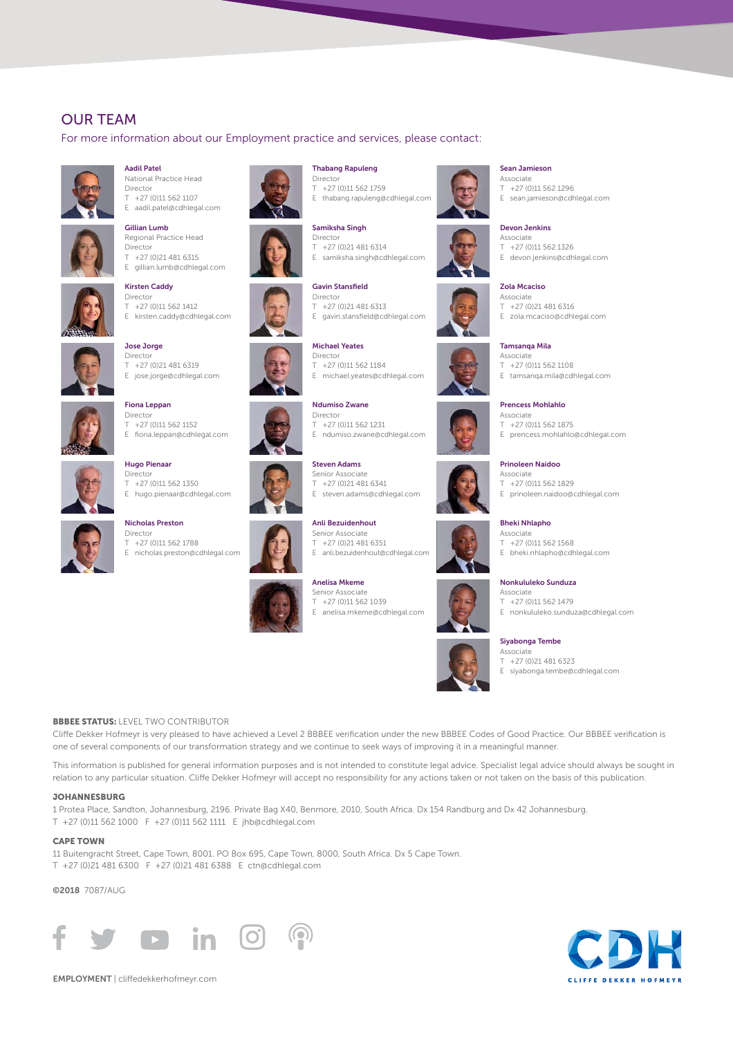## OUR TEAM

For more information about our Employment practice and services, please contact:

**Aadil Patel**
National Practice Head
Director
T +27 (0)11 562 1107
E aadil.patel@cdhlegal.com

**Gillian Lumb**
Regional Practice Head
Director
T +27 (0)21 481 6315
E gillian.lumb@cdhlegal.com

**Kirsten Caddy**
Director
T +27 (0)11 562 1412
E kirsten.caddy@cdhlegal.com

**Jose Jorge**
Director
T +27 (0)21 481 6319
E jose.jorge@cdhlegal.com

**Fiona Leppan**
Director
T +27 (0)11 562 1152
E fiona.leppan@cdhlegal.com

**Hugo Pienaar**
Director
T +27 (0)11 562 1350
E hugo.pienaar@cdhlegal.com

**Nicholas Preston**
Director
T +27 (0)11 562 1788
E nicholas.preston@cdhlegal.com

**Thabang Rapuleng**
Director
T +27 (0)11 562 1759
E thabang.rapuleng@cdhlegal.com

**Samiksha Singh**
Director
T +27 (0)21 481 6314
E samiksha.singh@cdhlegal.com

**Gavin Stansfield**
Director
T +27 (0)21 481 6313
E gavin.stansfield@cdhlegal.com

**Michael Yeates**
Director
T +27 (0)11 562 1184
E michael.yeates@cdhlegal.com

**Ndumiso Zwane**
Director
T +27 (0)11 562 1231
E ndumiso.zwane@cdhlegal.com

**Steven Adams**
Senior Associate
T +27 (0)21 481 6341
E steven.adams@cdhlegal.com

**Anli Bezuidenhout**
Senior Associate
T +27 (0)21 481 6351
E anli.bezuidenhout@cdhlegal.com

**Anelisa Mkeme**
Senior Associate
T +27 (0)11 562 1039
E anelisa.mkeme@cdhlegal.com

**Sean Jamieson**
Associate
T +27 (0)11 562 1296
E sean.jamieson@cdhlegal.com

**Devon Jenkins**
Associate
T +27 (0)11 562 1326
E devon.jenkins@cdhlegal.com

**Zola Mcaciso**
Associate
T +27 (0)21 481 6316
E zola.mcaciso@cdhlegal.com

**Tamsanqa Mila**
Associate
T +27 (0)11 562 1108
E tamsanqa.mila@cdhlegal.com

**Prencess Mohlahlo**
Associate
T +27 (0)11 562 1875
E prencess.mohlahlo@cdhlegal.com

**Prinoleen Naidoo**
Associate
T +27 (0)11 562 1829
E prinoleen.naidoo@cdhlegal.com

**Bheki Nhlapho**
Associate
T +27 (0)11 562 1568
E bheki.nhlapho@cdhlegal.com

**Nonkululeko Sunduza**
Associate
T +27 (0)11 562 1479
E nonkululeko.sunduza@cdhlegal.com

**Siyabonga Tembe**
Associate
T +27 (0)21 481 6323
E siyabonga.tembe@cdhlegal.com

**BBBEE STATUS:** LEVEL TWO CONTRIBUTOR

Cliffe Dekker Hofmeyr is very pleased to have achieved a Level 2 BBBEE verification under the new BBBEE Codes of Good Practice. Our BBBEE verification is one of several components of our transformation strategy and we continue to seek ways of improving it in a meaningful manner.

This information is published for general information purposes and is not intended to constitute legal advice. Specialist legal advice should always be sought in relation to any particular situation. Cliffe Dekker Hofmeyr will accept no responsibility for any actions taken or not taken on the basis of this publication.

**JOHANNESBURG**

1 Protea Place, Sandton, Johannesburg, 2196. Private Bag X40, Benmore, 2010, South Africa. Dx 154 Randburg and Dx 42 Johannesburg.
T +27 (0)11 562 1000 F +27 (0)11 562 1111 E jhb@cdhlegal.com

**CAPE TOWN**

11 Buitengracht Street, Cape Town, 8001. PO Box 695, Cape Town, 8000, South Africa. Dx 5 Cape Town.
T +27 (0)21 481 6300 F +27 (0)21 481 6388 E ctn@cdhlegal.com

**©2018** 7087/AUG

CDH
CLIFFE DEKKER HOFMEYR